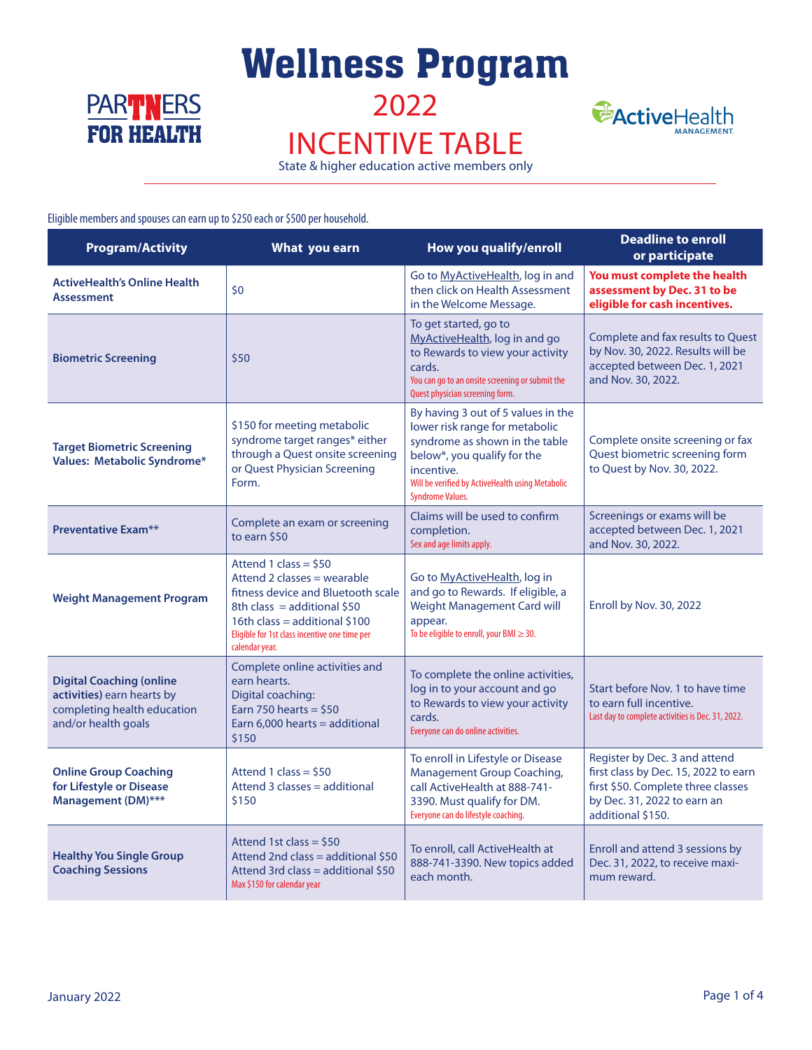PARTNERS FOR HEALTH

# Wellness Program

## 2022

## INCENTIVE TABLE

State & higher education active members only

ActiveHealth MANAGEMENT.

Eligible members and spouses can earn up to $250 each or $500 per household.

| Program/Activity | What you earn | How you qualify/enroll | Deadline to enroll or participate |
|---|---|---|---|
| **ActiveHealth's Online Health Assessment** | $0 | Go to MyActiveHealth, log in and then click on Health Assessment in the Welcome Message. | **You must complete the health assessment by Dec. 31 to be eligible for cash incentives.** |
| **Biometric Screening** | $50 | To get started, go to MyActiveHealth, log in and go to Rewards to view your activity cards. You can go to an onsite screening or submit the Quest physician screening form. | Complete and fax results to Quest by Nov. 30, 2022. Results will be accepted between Dec. 1, 2021 and Nov. 30, 2022. |
| **Target Biometric Screening Values: Metabolic Syndrome*** | $150 for meeting metabolic syndrome target ranges* either through a Quest onsite screening or Quest Physician Screening Form. | By having 3 out of 5 values in the lower risk range for metabolic syndrome as shown in the table below*, you qualify for the incentive. Will be verified by ActiveHealth using Metabolic Syndrome Values. | Complete onsite screening or fax Quest biometric screening form to Quest by Nov. 30, 2022. |
| **Preventative Exam**** | Complete an exam or screening to earn $50 | Claims will be used to confirm completion. Sex and age limits apply. | Screenings or exams will be accepted between Dec. 1, 2021 and Nov. 30, 2022. |
| **Weight Management Program** | Attend 1 class = $50<br>Attend 2 classes = wearable fitness device and Bluetooth scale<br>8th class = additional $50<br>16th class = additional $100<br>Eligible for 1st class incentive one time per calendar year. | Go to MyActiveHealth, log in and go to Rewards. If eligible, a Weight Management Card will appear. To be eligible to enroll, your BMI ≥ 30. | Enroll by Nov. 30, 2022 |
| **Digital Coaching (online activities)** earn hearts by completing health education and/or health goals | Complete online activities and earn hearts.<br>Digital coaching:<br>Earn 750 hearts = $50<br>Earn 6,000 hearts = additional $150 | To complete the online activities, log in to your account and go to Rewards to view your activity cards. Everyone can do online activities. | Start before Nov. 1 to have time to earn full incentive. Last day to complete activities is Dec. 31, 2022. |
| **Online Group Coaching for Lifestyle or Disease Management (DM)***** | Attend 1 class = $50<br>Attend 3 classes = additional $150 | To enroll in Lifestyle or Disease Management Group Coaching, call ActiveHealth at 888-741-3390. Must qualify for DM. Everyone can do lifestyle coaching. | Register by Dec. 3 and attend first class by Dec. 15, 2022 to earn first $50. Complete three classes by Dec. 31, 2022 to earn an additional $150. |
| **Healthy You Single Group Coaching Sessions** | Attend 1st class = $50<br>Attend 2nd class = additional $50<br>Attend 3rd class = additional $50<br>Max $150 for calendar year | To enroll, call ActiveHealth at 888-741-3390. New topics added each month. | Enroll and attend 3 sessions by Dec. 31, 2022, to receive maximum reward. |

January 2022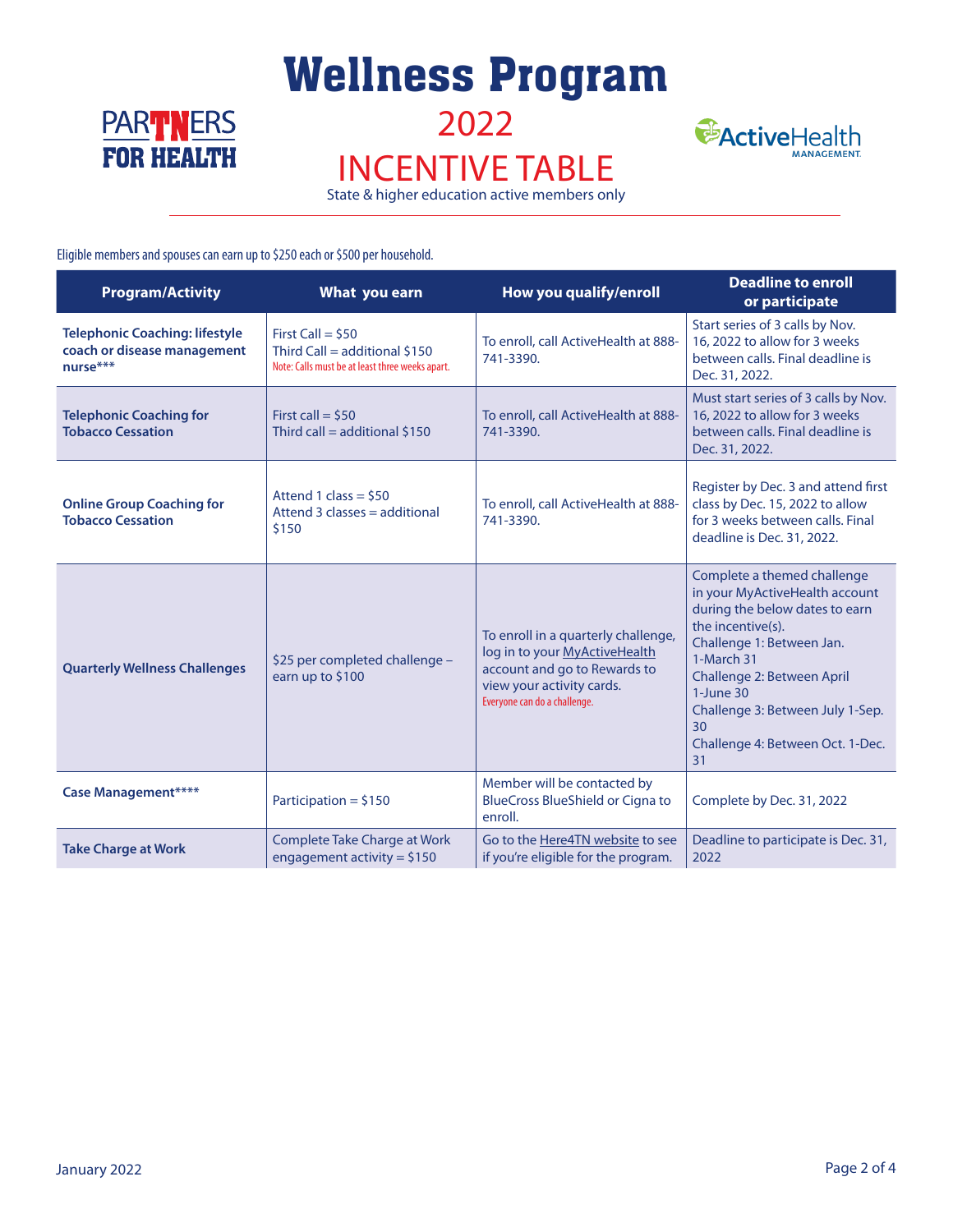PARTNERS FOR HEALTH

# Wellness Program

## 2022

## INCENTIVE TABLE

State & higher education active members only

ActiveHealth MANAGEMENT.

Eligible members and spouses can earn up to $250 each or $500 per household.

| Program/Activity | What you earn | How you qualify/enroll | Deadline to enroll or participate |
|---|---|---|---|
| **Telephonic Coaching: lifestyle coach or disease management nurse*** ** | First Call = $50<br>Third Call = additional $150<br>Note: Calls must be at least three weeks apart. | To enroll, call ActiveHealth at 888-741-3390. | Start series of 3 calls by Nov. 16, 2022 to allow for 3 weeks between calls. Final deadline is Dec. 31, 2022. |
| **Telephonic Coaching for Tobacco Cessation** | First call = $50<br>Third call = additional $150 | To enroll, call ActiveHealth at 888-741-3390. | Must start series of 3 calls by Nov. 16, 2022 to allow for 3 weeks between calls. Final deadline is Dec. 31, 2022. |
| **Online Group Coaching for Tobacco Cessation** | Attend 1 class = $50<br>Attend 3 classes = additional $150 | To enroll, call ActiveHealth at 888-741-3390. | Register by Dec. 3 and attend first class by Dec. 15, 2022 to allow for 3 weeks between calls. Final deadline is Dec. 31, 2022. |
| **Quarterly Wellness Challenges** | $25 per completed challenge – earn up to $100 | To enroll in a quarterly challenge, log in to your MyActiveHealth account and go to Rewards to view your activity cards.<br>Everyone can do a challenge. | Complete a themed challenge in your MyActiveHealth account during the below dates to earn the incentive(s).<br>Challenge 1: Between Jan. 1-March 31<br>Challenge 2: Between April 1-June 30<br>Challenge 3: Between July 1-Sep. 30<br>Challenge 4: Between Oct. 1-Dec. 31 |
| **Case Management******** | Participation = $150 | Member will be contacted by BlueCross BlueShield or Cigna to enroll. | Complete by Dec. 31, 2022 |
| **Take Charge at Work** | Complete Take Charge at Work engagement activity = $150 | Go to the Here4TN website to see if you're eligible for the program. | Deadline to participate is Dec. 31, 2022 |

January 2022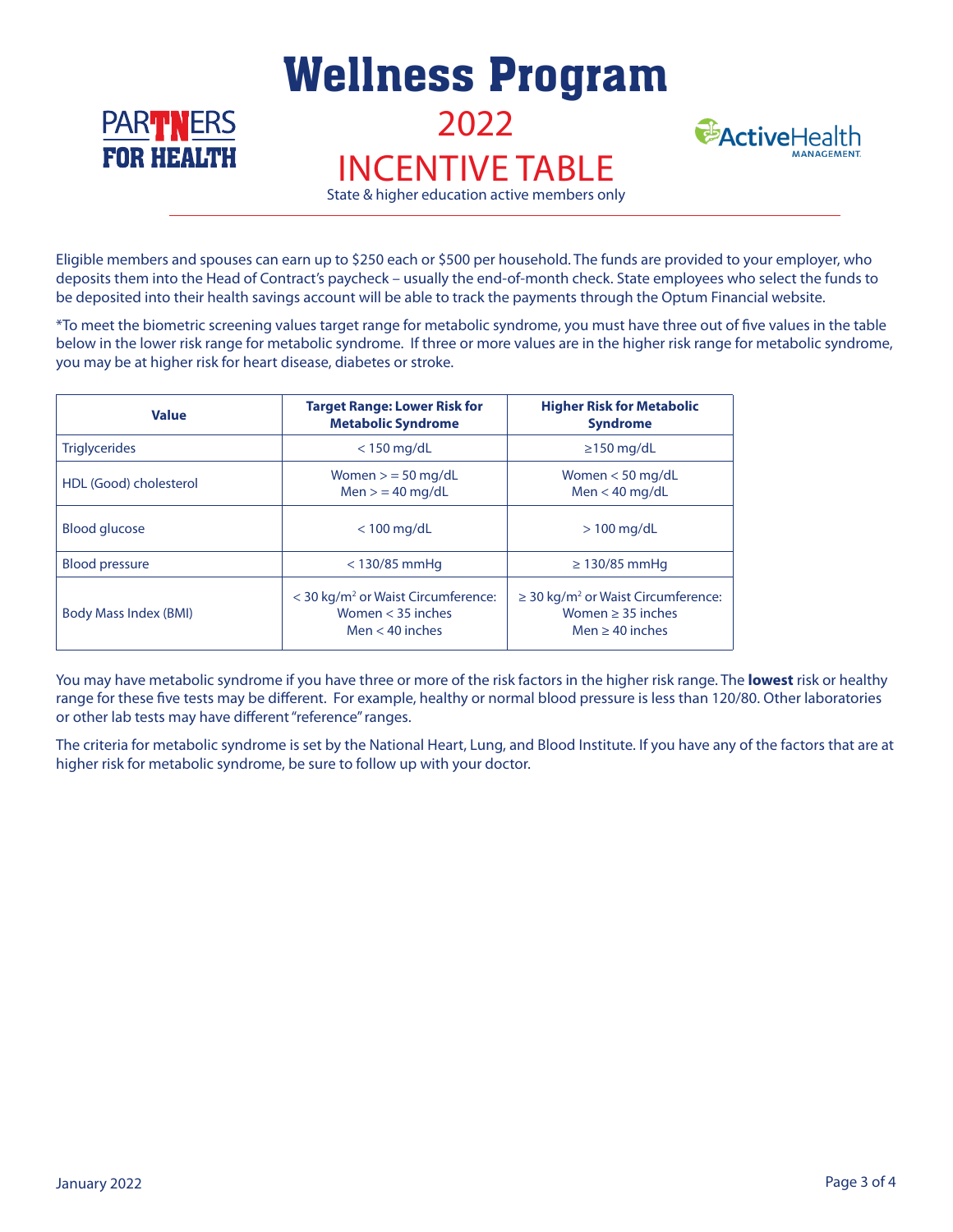# Wellness Program

PARTNERS FOR HEALTH

ActiveHealth MANAGEMENT

## 2022

## INCENTIVE TABLE

State & higher education active members only

Eligible members and spouses can earn up to $250 each or $500 per household. The funds are provided to your employer, who deposits them into the Head of Contract's paycheck – usually the end-of-month check. State employees who select the funds to be deposited into their health savings account will be able to track the payments through the Optum Financial website.

*To meet the biometric screening values target range for metabolic syndrome, you must have three out of five values in the table below in the lower risk range for metabolic syndrome. If three or more values are in the higher risk range for metabolic syndrome, you may be at higher risk for heart disease, diabetes or stroke.

| Value | Target Range: Lower Risk for Metabolic Syndrome | Higher Risk for Metabolic Syndrome |
|---|---|---|
| Triglycerides | < 150 mg/dL | ≥150 mg/dL |
| HDL (Good) cholesterol | Women > = 50 mg/dL<br>Men > = 40 mg/dL | Women < 50 mg/dL<br>Men < 40 mg/dL |
| Blood glucose | < 100 mg/dL | > 100 mg/dL |
| Blood pressure | < 130/85 mmHg | ≥ 130/85 mmHg |
| Body Mass Index (BMI) | < 30 $kg/m^2$ or Waist Circumference:<br>Women < 35 inches<br>Men < 40 inches | ≥ 30 $kg/m^2$ or Waist Circumference:<br>Women ≥ 35 inches<br>Men ≥ 40 inches |

You may have metabolic syndrome if you have three or more of the risk factors in the higher risk range. The **lowest** risk or healthy range for these five tests may be different. For example, healthy or normal blood pressure is less than 120/80. Other laboratories or other lab tests may have different "reference" ranges.

The criteria for metabolic syndrome is set by the National Heart, Lung, and Blood Institute. If you have any of the factors that are at higher risk for metabolic syndrome, be sure to follow up with your doctor.

January 2022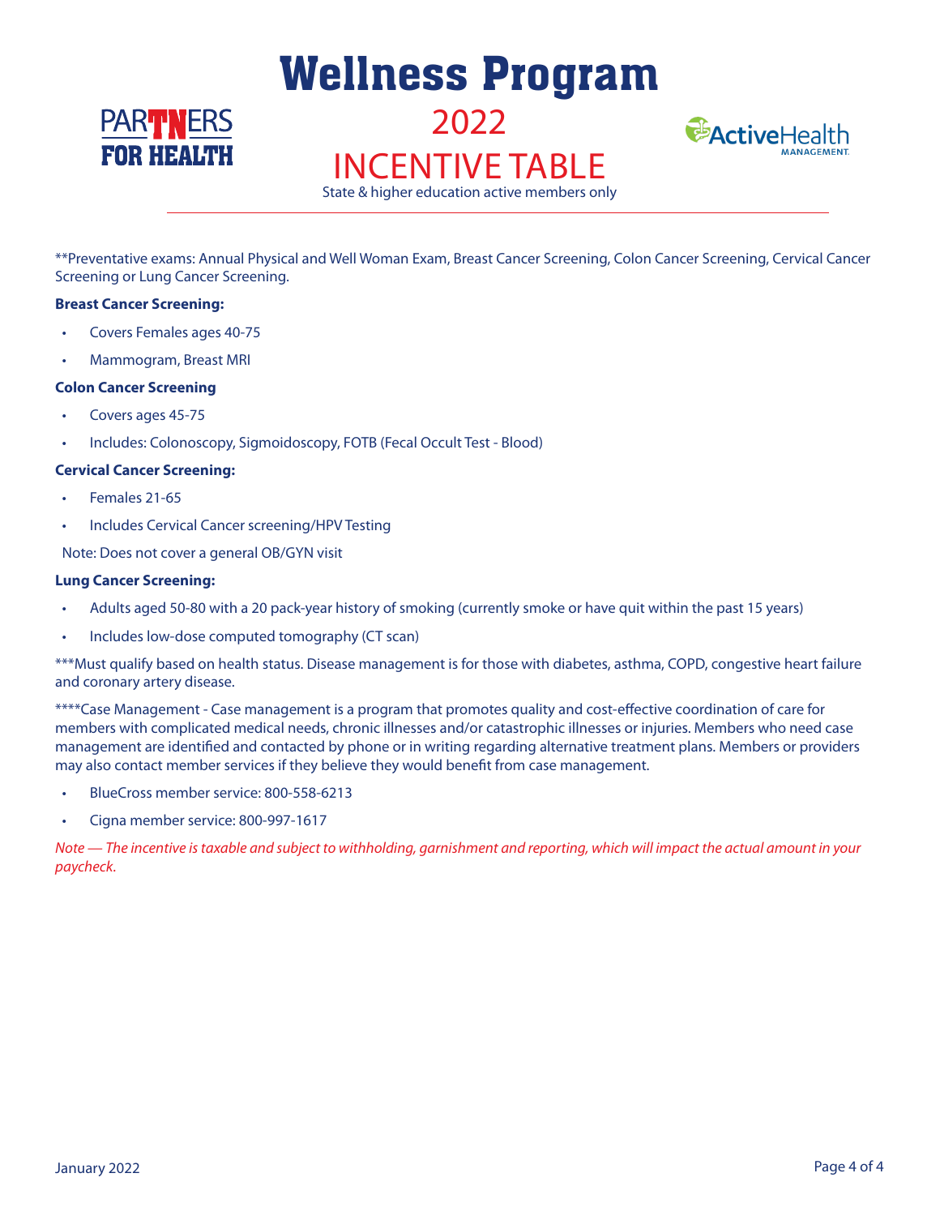# Wellness Program

## 2022

## INCENTIVE TABLE

State & higher education active members only

**Preventative exams: Annual Physical and Well Woman Exam, Breast Cancer Screening, Colon Cancer Screening, Cervical Cancer Screening or Lung Cancer Screening.

**Breast Cancer Screening:**

- Covers Females ages 40-75
- Mammogram, Breast MRI

**Colon Cancer Screening**

- Covers ages 45-75
- Includes: Colonoscopy, Sigmoidoscopy, FOTB (Fecal Occult Test - Blood)

**Cervical Cancer Screening:**

- Females 21-65
- Includes Cervical Cancer screening/HPV Testing

Note: Does not cover a general OB/GYN visit

**Lung Cancer Screening:**

- Adults aged 50-80 with a 20 pack-year history of smoking (currently smoke or have quit within the past 15 years)
- Includes low-dose computed tomography (CT scan)

***Must qualify based on health status. Disease management is for those with diabetes, asthma, COPD, congestive heart failure and coronary artery disease.

****Case Management - Case management is a program that promotes quality and cost-effective coordination of care for members with complicated medical needs, chronic illnesses and/or catastrophic illnesses or injuries. Members who need case management are identified and contacted by phone or in writing regarding alternative treatment plans. Members or providers may also contact member services if they believe they would benefit from case management.

- BlueCross member service: 800-558-6213
- Cigna member service: 800-997-1617

*Note — The incentive is taxable and subject to withholding, garnishment and reporting, which will impact the actual amount in your paycheck.*